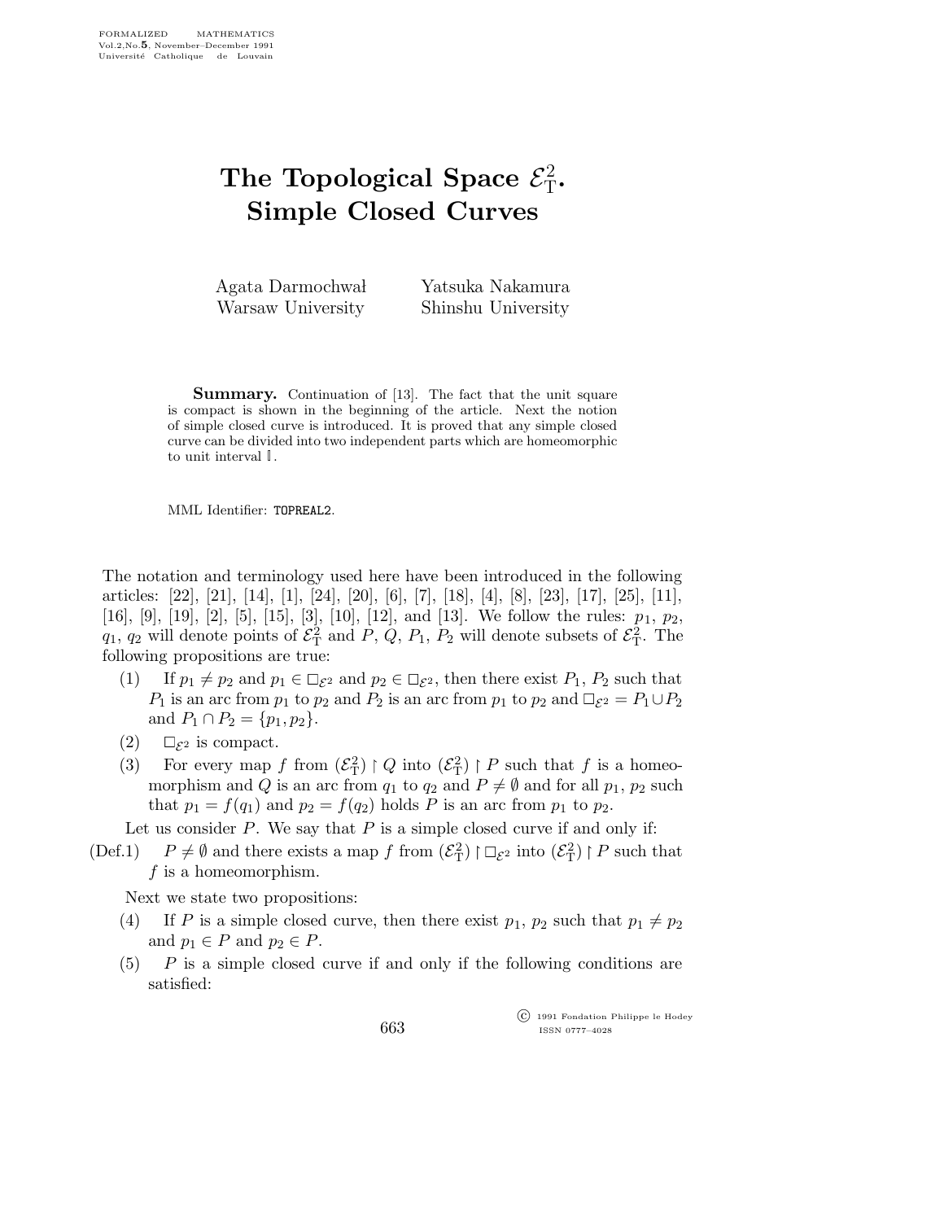# The Topological Space $\mathcal{E}^2_{\mathrm{T}}$. Simple Closed Curves

Agata Darmochwał
Warsaw University

Yatsuka Nakamura
Shinshu University

**Summary.** Continuation of [13]. The fact that the unit square is compact is shown in the beginning of the article. Next the notion of simple closed curve is introduced. It is proved that any simple closed curve can be divided into two independent parts which are homeomorphic to unit interval $\mathbb{I}$.

MML Identifier: TOPREAL2.

The notation and terminology used here have been introduced in the following articles: [22], [21], [14], [1], [24], [20], [6], [7], [18], [4], [8], [23], [17], [25], [11], [16], [9], [19], [2], [5], [15], [3], [10], [12], and [13]. We follow the rules: $p_1$, $p_2$, $q_1$, $q_2$ will denote points of $\mathcal{E}^2_{\mathrm{T}}$ and $P$, $Q$, $P_1$, $P_2$ will denote subsets of $\mathcal{E}^2_{\mathrm{T}}$. The following propositions are true:

(1) If $p_1 \neq p_2$ and $p_1 \in \square_{\mathcal{E}^2}$ and $p_2 \in \square_{\mathcal{E}^2}$, then there exist $P_1$, $P_2$ such that $P_1$ is an arc from $p_1$ to $p_2$ and $P_2$ is an arc from $p_1$ to $p_2$ and $\square_{\mathcal{E}^2} = P_1 \cup P_2$ and $P_1 \cap P_2 = \{p_1, p_2\}$.

(2) $\square_{\mathcal{E}^2}$ is compact.

(3) For every map $f$ from $(\mathcal{E}^2_{\mathrm{T}}) \restriction Q$ into $(\mathcal{E}^2_{\mathrm{T}}) \restriction P$ such that $f$ is a homeomorphism and $Q$ is an arc from $q_1$ to $q_2$ and $P \neq \emptyset$ and for all $p_1$, $p_2$ such that $p_1 = f(q_1)$ and $p_2 = f(q_2)$ holds $P$ is an arc from $p_1$ to $p_2$.

Let us consider $P$. We say that $P$ is a simple closed curve if and only if:

(Def.1) $P \neq \emptyset$ and there exists a map $f$ from $(\mathcal{E}^2_{\mathrm{T}}) \restriction \square_{\mathcal{E}^2}$ into $(\mathcal{E}^2_{\mathrm{T}}) \restriction P$ such that $f$ is a homeomorphism.

Next we state two propositions:

(4) If $P$ is a simple closed curve, then there exist $p_1$, $p_2$ such that $p_1 \neq p_2$ and $p_1 \in P$ and $p_2 \in P$.

(5) $P$ is a simple closed curve if and only if the following conditions are satisfied: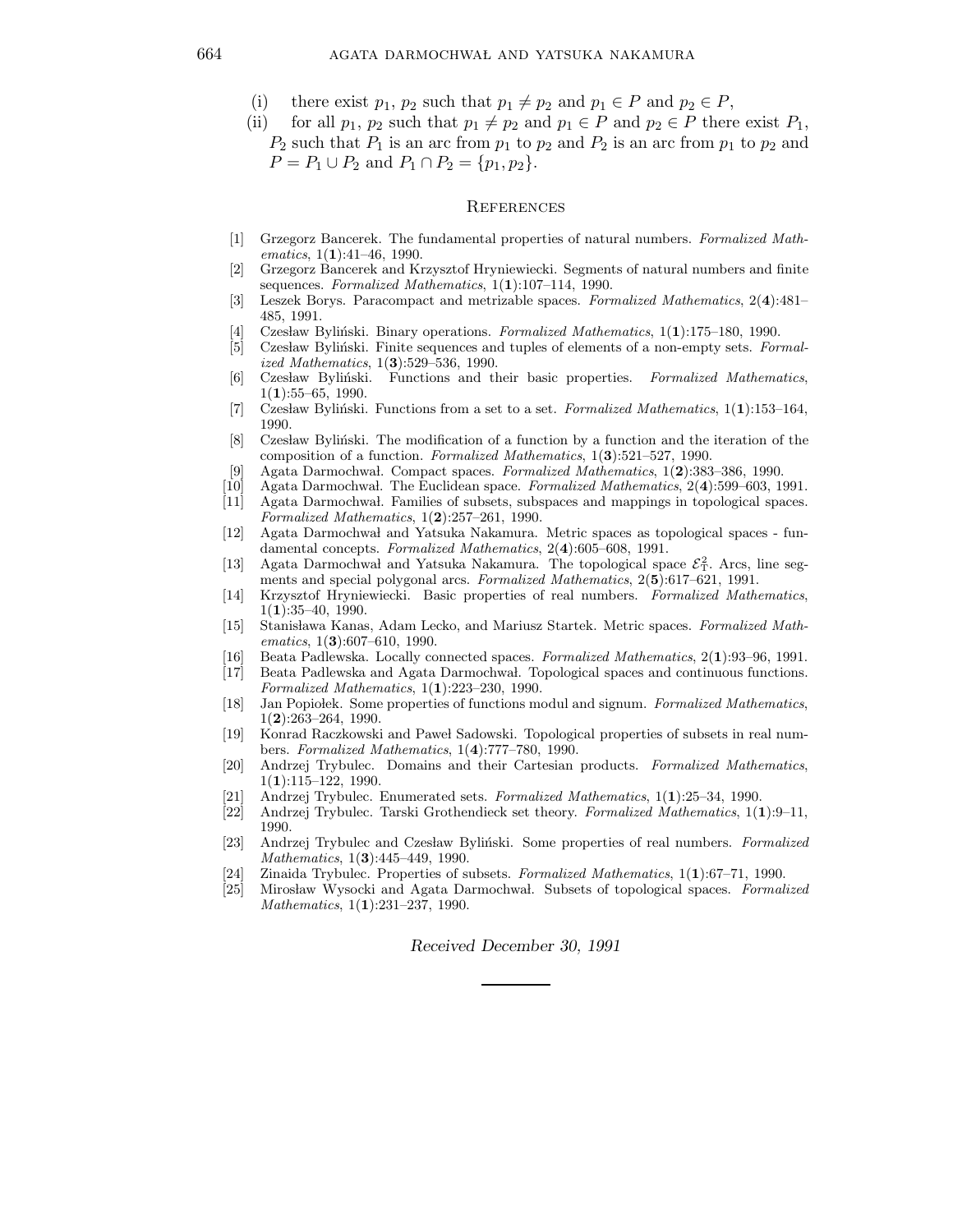(i) there exist $p_1$, $p_2$ such that $p_1 \neq p_2$ and $p_1 \in P$ and $p_2 \in P$,

(ii) for all $p_1$, $p_2$ such that $p_1 \neq p_2$ and $p_1 \in P$ and $p_2 \in P$ there exist $P_1$, $P_2$ such that $P_1$ is an arc from $p_1$ to $p_2$ and $P_2$ is an arc from $p_1$ to $p_2$ and $P = P_1 \cup P_2$ and $P_1 \cap P_2 = \{p_1, p_2\}$.

## References

[1] Grzegorz Bancerek. The fundamental properties of natural numbers. *Formalized Mathematics*, 1(**1**):41–46, 1990.

[2] Grzegorz Bancerek and Krzysztof Hryniewiecki. Segments of natural numbers and finite sequences. *Formalized Mathematics*, 1(**1**):107–114, 1990.

[3] Leszek Borys. Paracompact and metrizable spaces. *Formalized Mathematics*, 2(**4**):481–485, 1991.

[4] Czesław Byliński. Binary operations. *Formalized Mathematics*, 1(**1**):175–180, 1990.

[5] Czesław Byliński. Finite sequences and tuples of elements of a non-empty sets. *Formalized Mathematics*, 1(**3**):529–536, 1990.

[6] Czesław Byliński. Functions and their basic properties. *Formalized Mathematics*, 1(**1**):55–65, 1990.

[7] Czesław Byliński. Functions from a set to a set. *Formalized Mathematics*, 1(**1**):153–164, 1990.

[8] Czesław Byliński. The modification of a function by a function and the iteration of the composition of a function. *Formalized Mathematics*, 1(**3**):521–527, 1990.

[9] Agata Darmochwał. Compact spaces. *Formalized Mathematics*, 1(**2**):383–386, 1990.

[10] Agata Darmochwał. The Euclidean space. *Formalized Mathematics*, 2(**4**):599–603, 1991.

[11] Agata Darmochwał. Families of subsets, subspaces and mappings in topological spaces. *Formalized Mathematics*, 1(**2**):257–261, 1990.

[12] Agata Darmochwał and Yatsuka Nakamura. Metric spaces as topological spaces - fundamental concepts. *Formalized Mathematics*, 2(**4**):605–608, 1991.

[13] Agata Darmochwał and Yatsuka Nakamura. The topological space $\mathcal{E}^2_{\rm T}$. Arcs, line segments and special polygonal arcs. *Formalized Mathematics*, 2(**5**):617–621, 1991.

[14] Krzysztof Hryniewiecki. Basic properties of real numbers. *Formalized Mathematics*, 1(**1**):35–40, 1990.

[15] Stanisława Kanas, Adam Lecko, and Mariusz Startek. Metric spaces. *Formalized Mathematics*, 1(**3**):607–610, 1990.

[16] Beata Padlewska. Locally connected spaces. *Formalized Mathematics*, 2(**1**):93–96, 1991.

[17] Beata Padlewska and Agata Darmochwał. Topological spaces and continuous functions. *Formalized Mathematics*, 1(**1**):223–230, 1990.

[18] Jan Popiołek. Some properties of functions modul and signum. *Formalized Mathematics*, 1(**2**):263–264, 1990.

[19] Konrad Raczkowski and Paweł Sadowski. Topological properties of subsets in real numbers. *Formalized Mathematics*, 1(**4**):777–780, 1990.

[20] Andrzej Trybulec. Domains and their Cartesian products. *Formalized Mathematics*, 1(**1**):115–122, 1990.

[21] Andrzej Trybulec. Enumerated sets. *Formalized Mathematics*, 1(**1**):25–34, 1990.

[22] Andrzej Trybulec. Tarski Grothendieck set theory. *Formalized Mathematics*, 1(**1**):9–11, 1990.

[23] Andrzej Trybulec and Czesław Byliński. Some properties of real numbers. *Formalized Mathematics*, 1(**3**):445–449, 1990.

[24] Zinaida Trybulec. Properties of subsets. *Formalized Mathematics*, 1(**1**):67–71, 1990.

[25] Mirosław Wysocki and Agata Darmochwał. Subsets of topological spaces. *Formalized Mathematics*, 1(**1**):231–237, 1990.

*Received December 30, 1991*